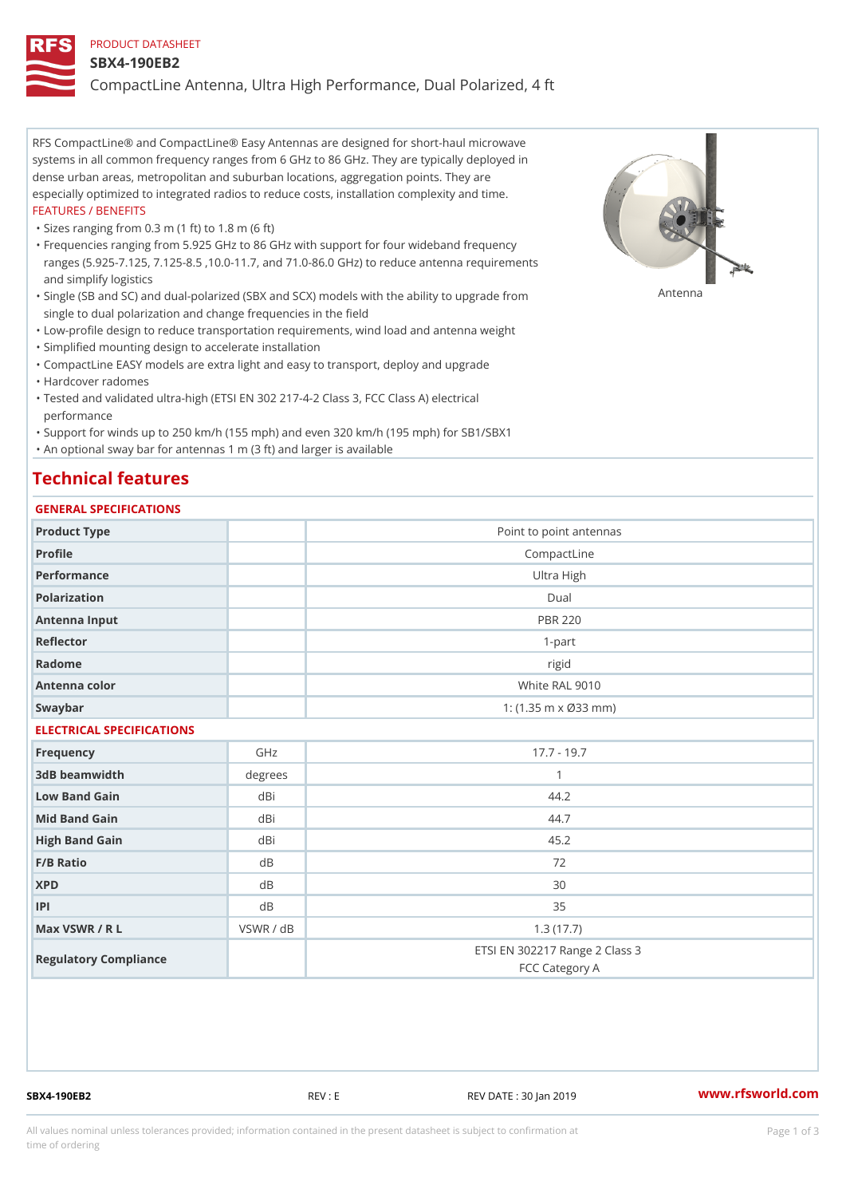PRODUCT DATASHEET

# SBX4-190EB2

CompactLine Antenna, Ultra High Performance, Dual Polarized, 4 ft

RFS CompactLine® and CompactLine® Easy Antennas are designed for short-haul microwave systems in all common frequency ranges from 6 GHz to 86 GHz. They are typically deployed in dense urban areas, metropolitan and suburban locations, aggregation points. They are especially optimized to integrated radios to reduce costs, installation complexity and time.

FEATURES / BENEFITS

- Sizes ranging from 0.3 m (1 ft) to 1.8 m (6 ft)
- Frequencies ranging from 5.925 GHz to 86 GHz with support for four wideband frequency ranges (5.925-7.125, 7.125-8.5 ,10.0-11.7, and 71.0-86.0 GHz) to reduce antenna requirements and simplify logistics
- Single (SB and SC) and dual-polarized (SBX and SCX) models with the ability to upgrade from single to dual polarization and change frequencies in the field
- Low-profile design to reduce transportation requirements, wind load and antenna weight
- Simplified mounting design to accelerate installation
- CompactLine EASY models are extra light and easy to transport, deploy and upgrade
- Hardcover radomes
- Tested and validated ultra-high (ETSI EN 302 217-4-2 Class 3, FCC Class A) electrical performance
- Support for winds up to 250 km/h (155 mph) and even 320 km/h (195 mph) for SB1/SBX1
- An optional sway bar for antennas 1 m (3 ft) and larger is available

Antenna

## Technical features

### GENERAL SPECIFICATIONS

| | | |
|---|---|---|
| Product Type | | Point to point antennas |
| Profile | | CompactLine |
| Performance | | Ultra High |
| Polarization | | Dual |
| Antenna Input | | PBR 220 |
| Reflector | | 1-part |
| Radome | | rigid |
| Antenna color | | White RAL 9010 |
| Swaybar | | 1: (1.35 m x Ø33 mm) |

### ELECTRICAL SPECIFICATIONS

| | | |
|---|---|---|
| Frequency | GHz | 17.7 - 19.7 |
| 3dB beamwidth | degrees | 1 |
| Low Band Gain | dBi | 44.2 |
| Mid Band Gain | dBi | 44.7 |
| High Band Gain | dBi | 45.2 |
| F/B Ratio | dB | 72 |
| XPD | dB | 30 |
| IPI | dB | 35 |
| Max VSWR / R L | VSWR / dB | 1.3 (17.7) |
| Regulatory Compliance | | ETSI EN 302217 Range 2 Class 3<br>FCC Category A |

SBX4-190EB2 REV : E REV DATE : 30 Jan 2019 www.rfsworld.com

All values nominal unless tolerances provided; information contained in the present datasheet is subject to confirmation at time of ordering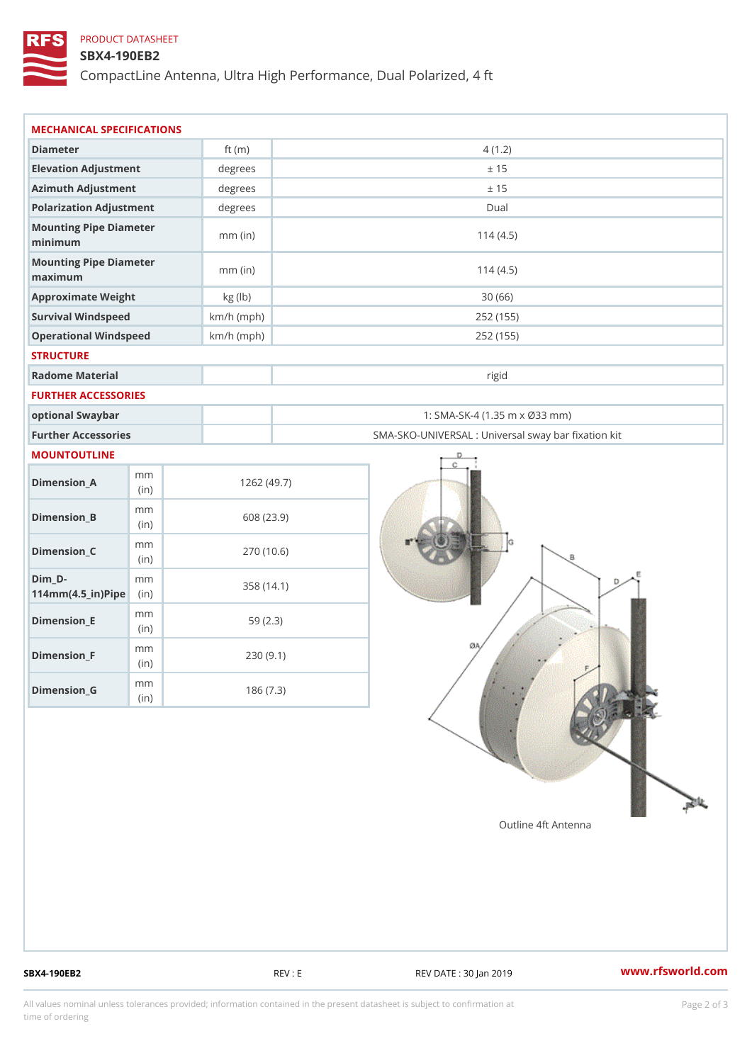PRODUCT DATASHEET

# SBX4-190EB2

CompactLine Antenna, Ultra High Performance, Dual Polarized, 4 ft

## MECHANICAL SPECIFICATIONS

| | | |
|---|---|---|
| Diameter | ft (m) | 4 (1.2) |
| Elevation Adjustment | degrees | ± 15 |
| Azimuth Adjustment | degrees | ± 15 |
| Polarization Adjustment | degrees | Dual |
| Mounting Pipe Diameter minimum | mm (in) | 114 (4.5) |
| Mounting Pipe Diameter maximum | mm (in) | 114 (4.5) |
| Approximate Weight | kg (lb) | 30 (66) |
| Survival Windspeed | km/h (mph) | 252 (155) |
| Operational Windspeed | km/h (mph) | 252 (155) |

## STRUCTURE

| | | |
|---|---|---|
| Radome Material | | rigid |

## FURTHER ACCESSORIES

| | | |
|---|---|---|
| optional Swaybar | | 1: SMA-SK-4 (1.35 m x Ø33 mm) |
| Further Accessories | | SMA-SKO-UNIVERSAL : Universal sway bar fixation kit |

## MOUNTOUTLINE

| | | |
|---|---|---|
| Dimension_A | mm (in) | 1262 (49.7) |
| Dimension_B | mm (in) | 608 (23.9) |
| Dimension_C | mm (in) | 270 (10.6) |
| Dim_D-114mm(4.5_in)Pipe | mm (in) | 358 (14.1) |
| Dimension_E | mm (in) | 59 (2.3) |
| Dimension_F | mm (in) | 230 (9.1) |
| Dimension_G | mm (in) | 186 (7.3) |

Outline 4ft Antenna

SBX4-190EB2 REV : E REV DATE : 30 Jan 2019 www.rfsworld.com

All values nominal unless tolerances provided; information contained in the present datasheet is subject to confirmation at time of ordering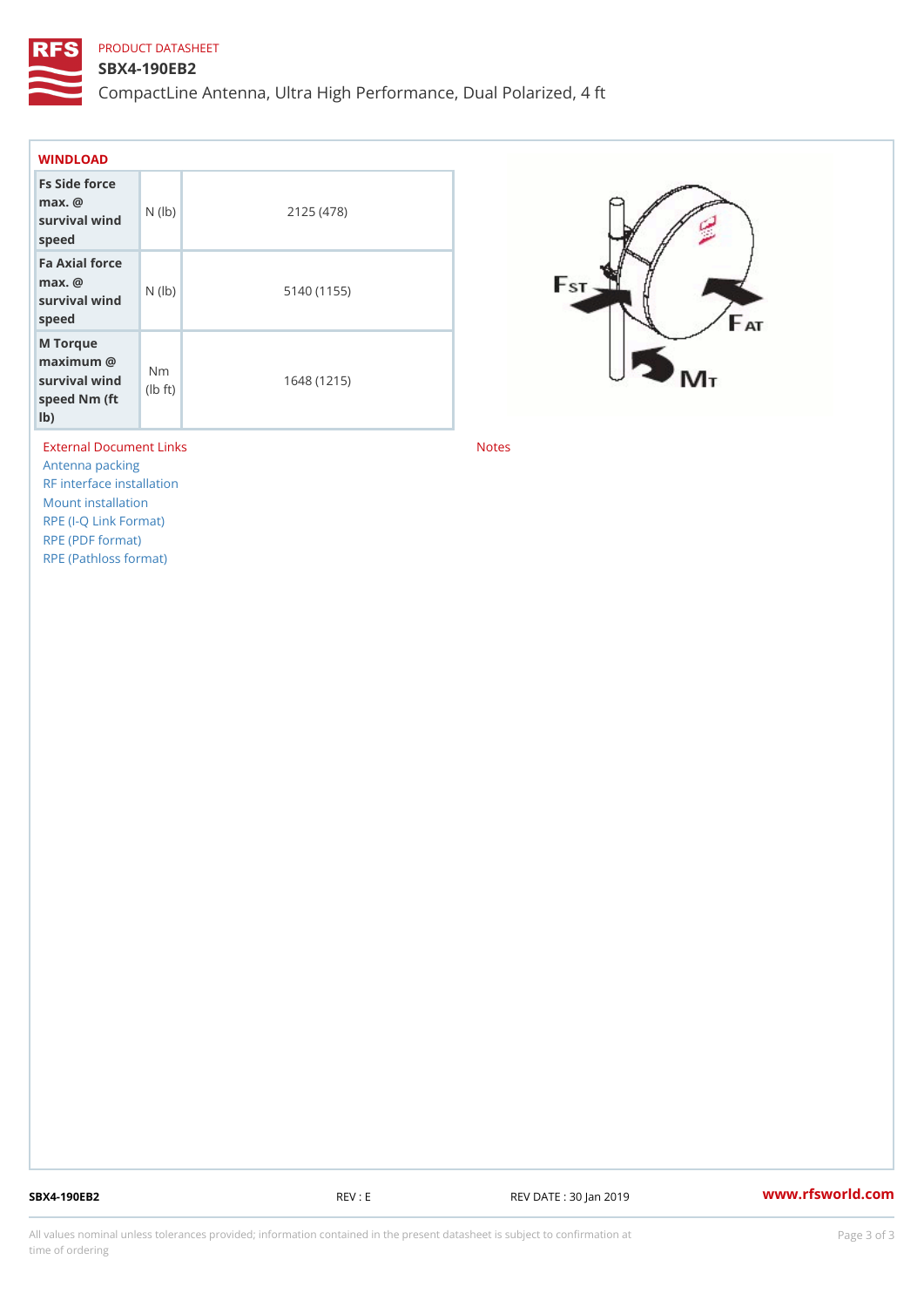PRODUCT DATASHEET

# SBX4-190EB2

CompactLine Antenna, Ultra High Performance, Dual Polarized, 4 ft

## WINDLOAD

| | | |
|---|---|---|
| Fs Side force max. @ survival wind speed | N (lb) | 2125 (478) |
| Fa Axial force max. @ survival wind speed | N (lb) | 5140 (1155) |
| M Torque maximum @ survival wind speed Nm (ft lb) | Nm (lb ft) | 1648 (1215) |

FST

FAT

MT

External Document Links

- Antenna packing
- RF interface installation
- Mount installation
- RPE (I-Q Link Format)
- RPE (PDF format)
- RPE (Pathloss format)

Notes

SBX4-190EB2 REV : E REV DATE : 30 Jan 2019 www.rfsworld.com

All values nominal unless tolerances provided; information contained in the present datasheet is subject to confirmation at time of ordering